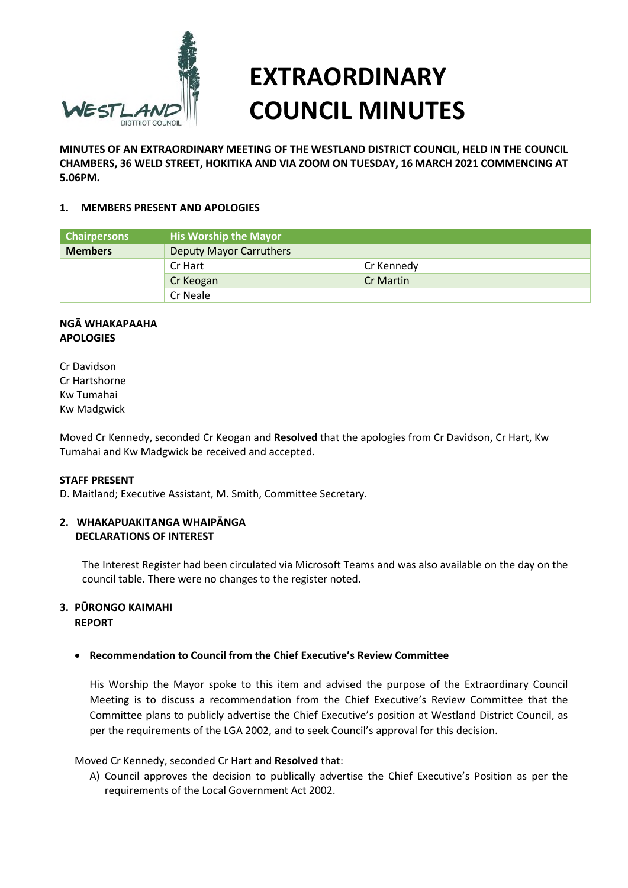# EXTRAORDINARY COUNCIL MINUTES

**MINUTES OF AN EXTRAORDINARY MEETING OF THE WESTLAND DISTRICT COUNCIL, HELD IN THE COUNCIL CHAMBERS, 36 WELD STREET, HOKITIKA AND VIA ZOOM ON TUESDAY, 16 MARCH 2021 COMMENCING AT 5.06PM.**

## 1. MEMBERS PRESENT AND APOLOGIES

| Chairpersons | His Worship the Mayor | |
|---|---|---|
| **Members** | Deputy Mayor Carruthers | |
| | Cr Hart | Cr Kennedy |
| | Cr Keogan | Cr Martin |
| | Cr Neale | |

**NGĀ WHAKAPAAHA**
**APOLOGIES**

Cr Davidson
Cr Hartshorne
Kw Tumahai
Kw Madgwick

Moved Cr Kennedy, seconded Cr Keogan and **Resolved** that the apologies from Cr Davidson, Cr Hart, Kw Tumahai and Kw Madgwick be received and accepted.

**STAFF PRESENT**

D. Maitland; Executive Assistant, M. Smith, Committee Secretary.

## 2. WHAKAPUAKITANGA WHAIPĀNGA DECLARATIONS OF INTEREST

The Interest Register had been circulated via Microsoft Teams and was also available on the day on the council table. There were no changes to the register noted.

## 3. PŪRONGO KAIMAHI REPORT

- **Recommendation to Council from the Chief Executive's Review Committee**

His Worship the Mayor spoke to this item and advised the purpose of the Extraordinary Council Meeting is to discuss a recommendation from the Chief Executive's Review Committee that the Committee plans to publicly advertise the Chief Executive's position at Westland District Council, as per the requirements of the LGA 2002, and to seek Council's approval for this decision.

Moved Cr Kennedy, seconded Cr Hart and **Resolved** that:

A) Council approves the decision to publically advertise the Chief Executive's Position as per the requirements of the Local Government Act 2002.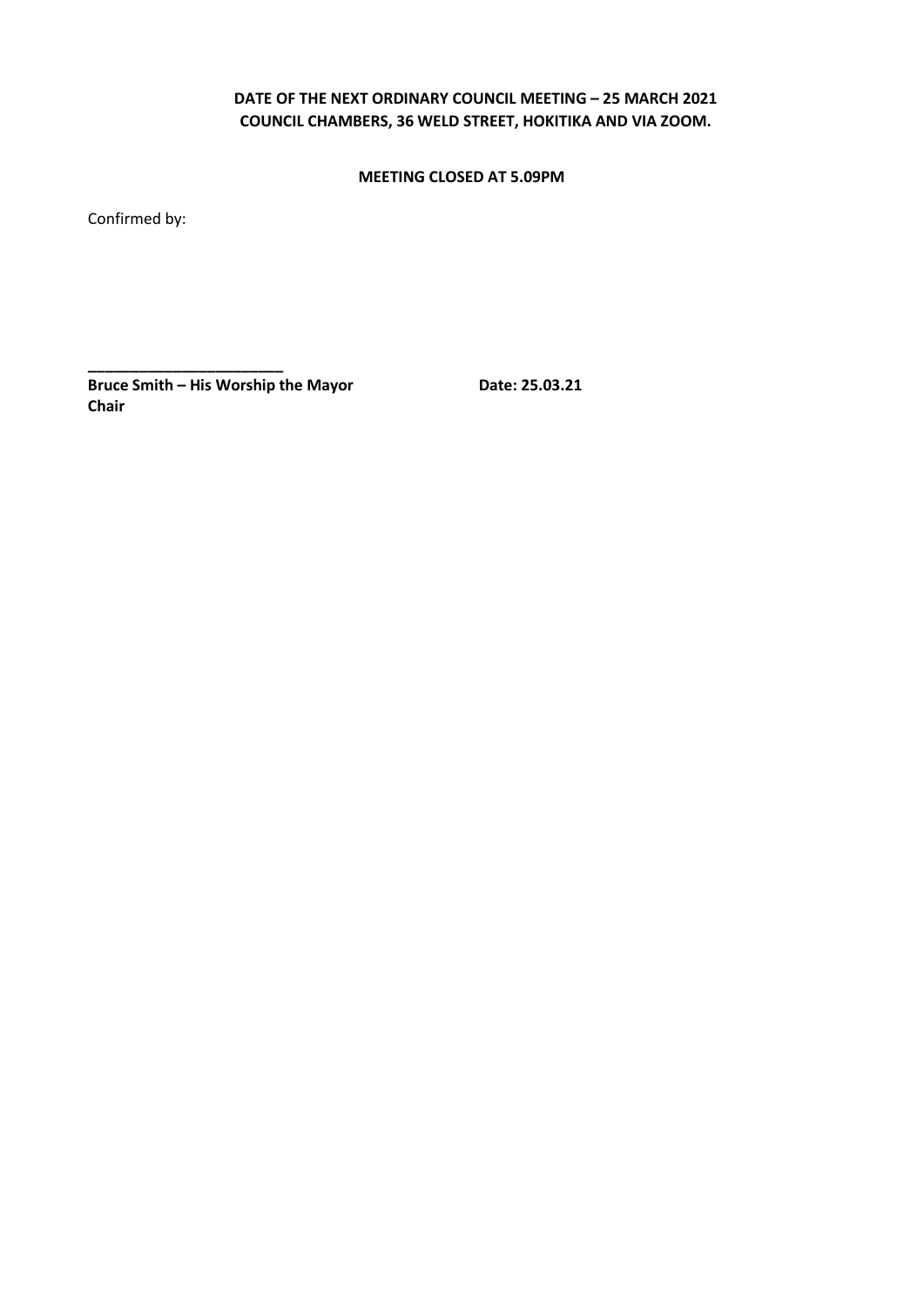**DATE OF THE NEXT ORDINARY COUNCIL MEETING – 25 MARCH 2021**
**COUNCIL CHAMBERS, 36 WELD STREET, HOKITIKA AND VIA ZOOM.**

**MEETING CLOSED AT 5.09PM**

Confirmed by:

**_______________________**
**Bruce Smith – His Worship the Mayor** **Date: 25.03.21**
**Chair**